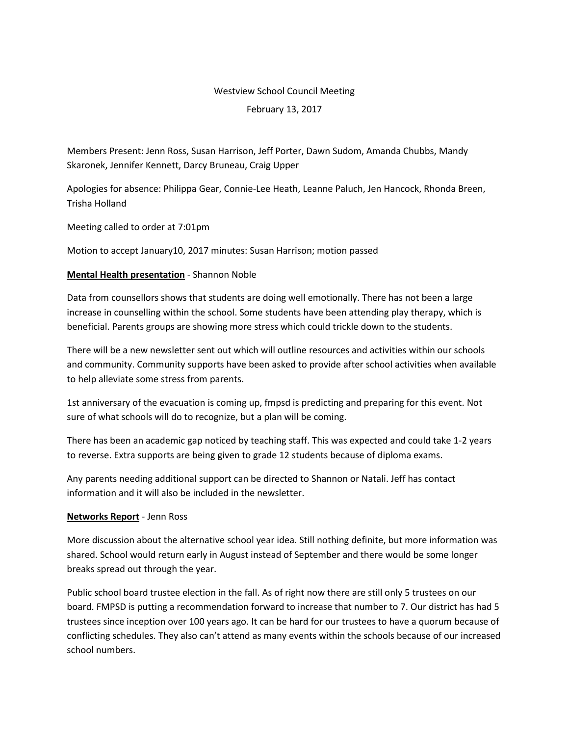Westview School Council Meeting

February 13, 2017

Members Present: Jenn Ross, Susan Harrison, Jeff Porter, Dawn Sudom, Amanda Chubbs, Mandy Skaronek, Jennifer Kennett, Darcy Bruneau, Craig Upper

Apologies for absence: Philippa Gear, Connie-Lee Heath, Leanne Paluch, Jen Hancock, Rhonda Breen, Trisha Holland

Meeting called to order at 7:01pm

Motion to accept January10, 2017 minutes: Susan Harrison; motion passed

**Mental Health presentation** - Shannon Noble

Data from counsellors shows that students are doing well emotionally. There has not been a large increase in counselling within the school. Some students have been attending play therapy, which is beneficial. Parents groups are showing more stress which could trickle down to the students.

There will be a new newsletter sent out which will outline resources and activities within our schools and community. Community supports have been asked to provide after school activities when available to help alleviate some stress from parents.

1st anniversary of the evacuation is coming up, fmpsd is predicting and preparing for this event. Not sure of what schools will do to recognize, but a plan will be coming.

There has been an academic gap noticed by teaching staff. This was expected and could take 1-2 years to reverse. Extra supports are being given to grade 12 students because of diploma exams.

Any parents needing additional support can be directed to Shannon or Natali. Jeff has contact information and it will also be included in the newsletter.

**Networks Report** - Jenn Ross

More discussion about the alternative school year idea. Still nothing definite, but more information was shared. School would return early in August instead of September and there would be some longer breaks spread out through the year.

Public school board trustee election in the fall. As of right now there are still only 5 trustees on our board. FMPSD is putting a recommendation forward to increase that number to 7. Our district has had 5 trustees since inception over 100 years ago. It can be hard for our trustees to have a quorum because of conflicting schedules. They also can't attend as many events within the schools because of our increased school numbers.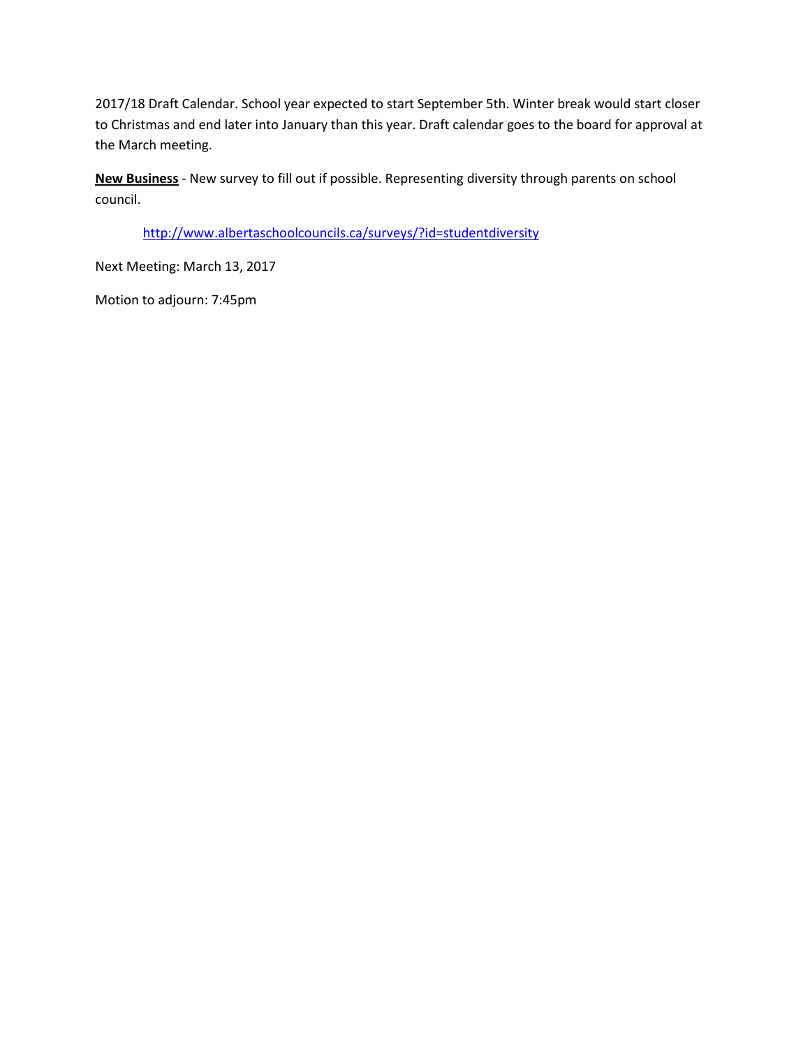2017/18 Draft Calendar. School year expected to start September 5th. Winter break would start closer to Christmas and end later into January than this year. Draft calendar goes to the board for approval at the March meeting.

**New Business** - New survey to fill out if possible. Representing diversity through parents on school council.

> http://www.albertaschoolcouncils.ca/surveys/?id=studentdiversity

Next Meeting: March 13, 2017

Motion to adjourn: 7:45pm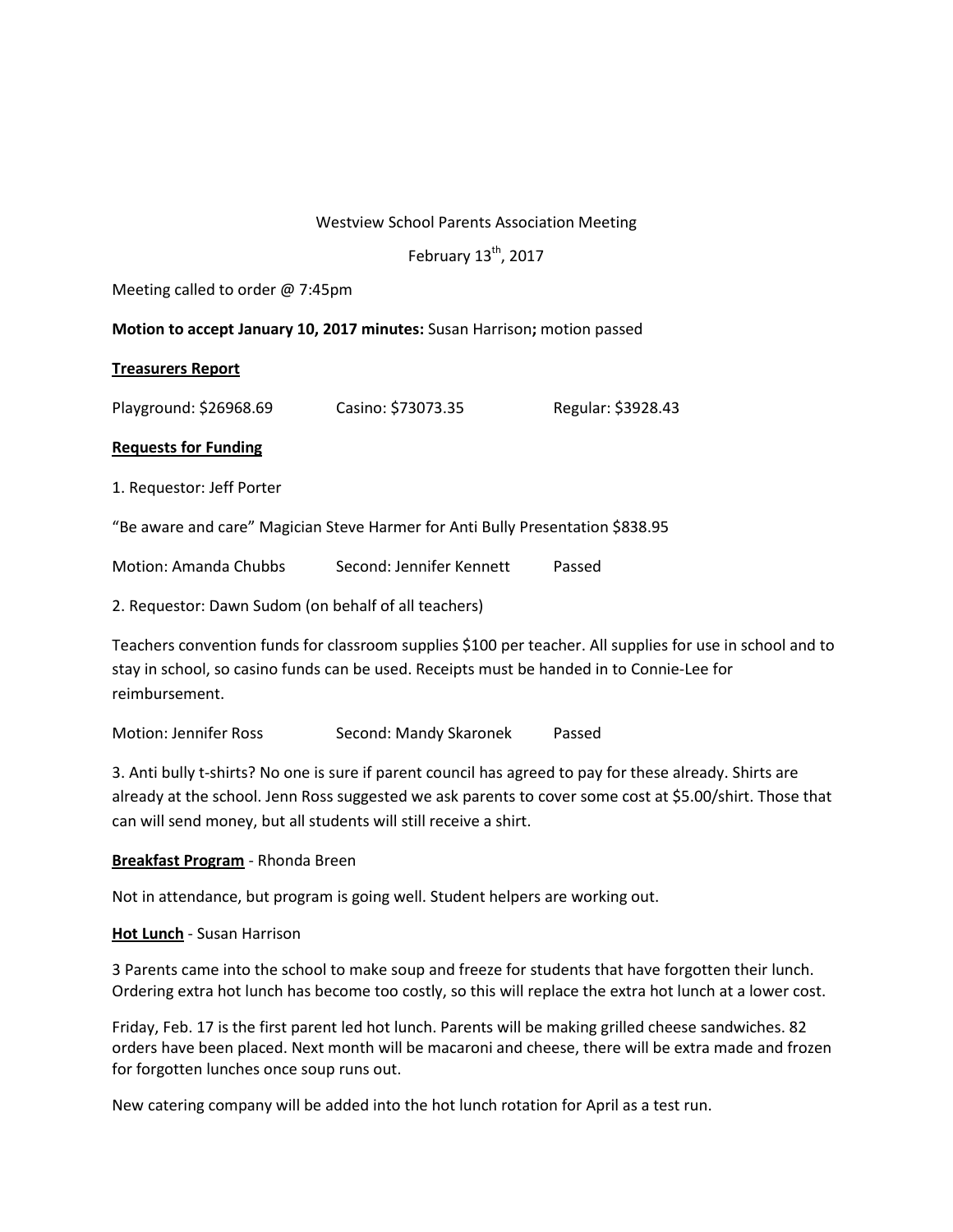Westview School Parents Association Meeting

February 13th, 2017

Meeting called to order @ 7:45pm

**Motion to accept January 10, 2017 minutes:** Susan Harrison**;** motion passed

**<u>Treasurers Report</u>**

Playground: $26968.69 Casino: $73073.35 Regular: $3928.43

**<u>Requests for Funding</u>**

1. Requestor: Jeff Porter

"Be aware and care" Magician Steve Harmer for Anti Bully Presentation $838.95

Motion: Amanda Chubbs Second: Jennifer Kennett Passed

2. Requestor: Dawn Sudom (on behalf of all teachers)

Teachers convention funds for classroom supplies $100 per teacher. All supplies for use in school and to stay in school, so casino funds can be used. Receipts must be handed in to Connie-Lee for reimbursement.

Motion: Jennifer Ross Second: Mandy Skaronek Passed

3. Anti bully t-shirts? No one is sure if parent council has agreed to pay for these already. Shirts are already at the school. Jenn Ross suggested we ask parents to cover some cost at $5.00/shirt. Those that can will send money, but all students will still receive a shirt.

**<u>Breakfast Program</u>** - Rhonda Breen

Not in attendance, but program is going well. Student helpers are working out.

**<u>Hot Lunch</u>** - Susan Harrison

3 Parents came into the school to make soup and freeze for students that have forgotten their lunch. Ordering extra hot lunch has become too costly, so this will replace the extra hot lunch at a lower cost.

Friday, Feb. 17 is the first parent led hot lunch. Parents will be making grilled cheese sandwiches. 82 orders have been placed. Next month will be macaroni and cheese, there will be extra made and frozen for forgotten lunches once soup runs out.

New catering company will be added into the hot lunch rotation for April as a test run.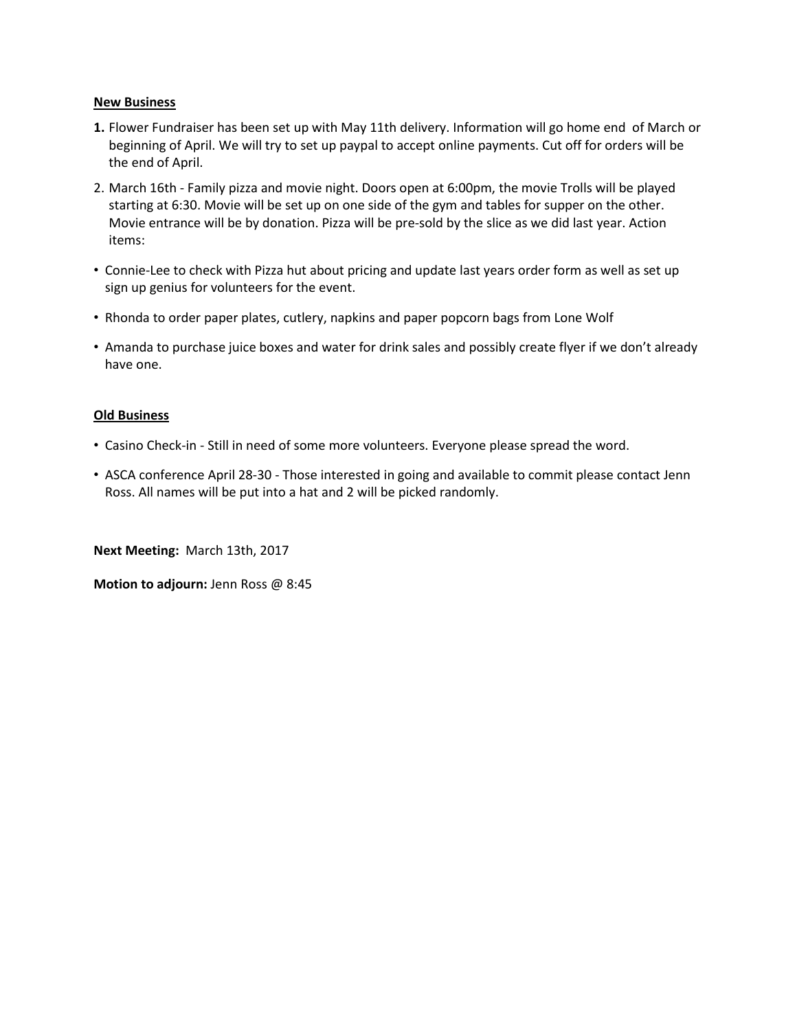**New Business**

**1.** Flower Fundraiser has been set up with May 11th delivery. Information will go home end of March or beginning of April. We will try to set up paypal to accept online payments. Cut off for orders will be the end of April.

2. March 16th - Family pizza and movie night. Doors open at 6:00pm, the movie Trolls will be played starting at 6:30. Movie will be set up on one side of the gym and tables for supper on the other. Movie entrance will be by donation. Pizza will be pre-sold by the slice as we did last year. Action items:

- Connie-Lee to check with Pizza hut about pricing and update last years order form as well as set up sign up genius for volunteers for the event.
- Rhonda to order paper plates, cutlery, napkins and paper popcorn bags from Lone Wolf
- Amanda to purchase juice boxes and water for drink sales and possibly create flyer if we don't already have one.

**Old Business**

- Casino Check-in - Still in need of some more volunteers. Everyone please spread the word.
- ASCA conference April 28-30 - Those interested in going and available to commit please contact Jenn Ross. All names will be put into a hat and 2 will be picked randomly.

**Next Meeting:** March 13th, 2017

**Motion to adjourn:** Jenn Ross @ 8:45